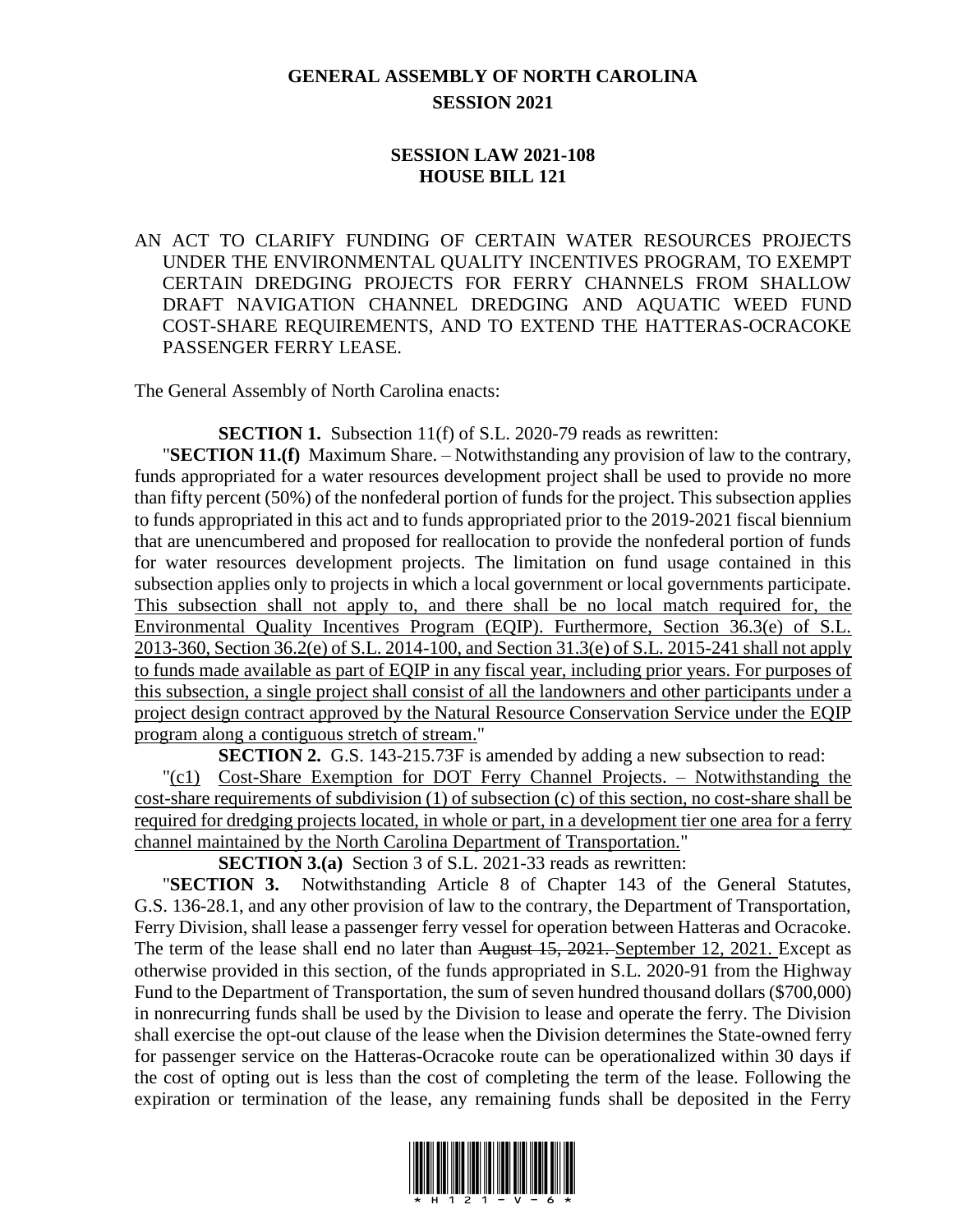# GENERAL ASSEMBLY OF NORTH CAROLINA
## SESSION 2021

## SESSION LAW 2021-108
## HOUSE BILL 121

AN ACT TO CLARIFY FUNDING OF CERTAIN WATER RESOURCES PROJECTS UNDER THE ENVIRONMENTAL QUALITY INCENTIVES PROGRAM, TO EXEMPT CERTAIN DREDGING PROJECTS FOR FERRY CHANNELS FROM SHALLOW DRAFT NAVIGATION CHANNEL DREDGING AND AQUATIC WEED FUND COST-SHARE REQUIREMENTS, AND TO EXTEND THE HATTERAS-OCRACOKE PASSENGER FERRY LEASE.

The General Assembly of North Carolina enacts:

**SECTION 1.** Subsection 11(f) of S.L. 2020-79 reads as rewritten:

"**SECTION 11.(f)** Maximum Share. – Notwithstanding any provision of law to the contrary, funds appropriated for a water resources development project shall be used to provide no more than fifty percent (50%) of the nonfederal portion of funds for the project. This subsection applies to funds appropriated in this act and to funds appropriated prior to the 2019-2021 fiscal biennium that are unencumbered and proposed for reallocation to provide the nonfederal portion of funds for water resources development projects. The limitation on fund usage contained in this subsection applies only to projects in which a local government or local governments participate. <u>This subsection shall not apply to, and there shall be no local match required for, the Environmental Quality Incentives Program (EQIP). Furthermore, Section 36.3(e) of S.L. 2013-360, Section 36.2(e) of S.L. 2014-100, and Section 31.3(e) of S.L. 2015-241 shall not apply to funds made available as part of EQIP in any fiscal year, including prior years. For purposes of this subsection, a single project shall consist of all the landowners and other participants under a project design contract approved by the Natural Resource Conservation Service under the EQIP program along a contiguous stretch of stream.</u>"

**SECTION 2.** G.S. 143-215.73F is amended by adding a new subsection to read:

"<u>(c1) Cost-Share Exemption for DOT Ferry Channel Projects. – Notwithstanding the cost-share requirements of subdivision (1) of subsection (c) of this section, no cost-share shall be required for dredging projects located, in whole or part, in a development tier one area for a ferry channel maintained by the North Carolina Department of Transportation.</u>"

**SECTION 3.(a)** Section 3 of S.L. 2021-33 reads as rewritten:

"**SECTION 3.** Notwithstanding Article 8 of Chapter 143 of the General Statutes, G.S. 136-28.1, and any other provision of law to the contrary, the Department of Transportation, Ferry Division, shall lease a passenger ferry vessel for operation between Hatteras and Ocracoke. The term of the lease shall end no later than ~~August 15, 2021.~~ <u>September 12, 2021.</u> Except as otherwise provided in this section, of the funds appropriated in S.L. 2020-91 from the Highway Fund to the Department of Transportation, the sum of seven hundred thousand dollars ($700,000) in nonrecurring funds shall be used by the Division to lease and operate the ferry. The Division shall exercise the opt-out clause of the lease when the Division determines the State-owned ferry for passenger service on the Hatteras-Ocracoke route can be operationalized within 30 days if the cost of opting out is less than the cost of completing the term of the lease. Following the expiration or termination of the lease, any remaining funds shall be deposited in the Ferry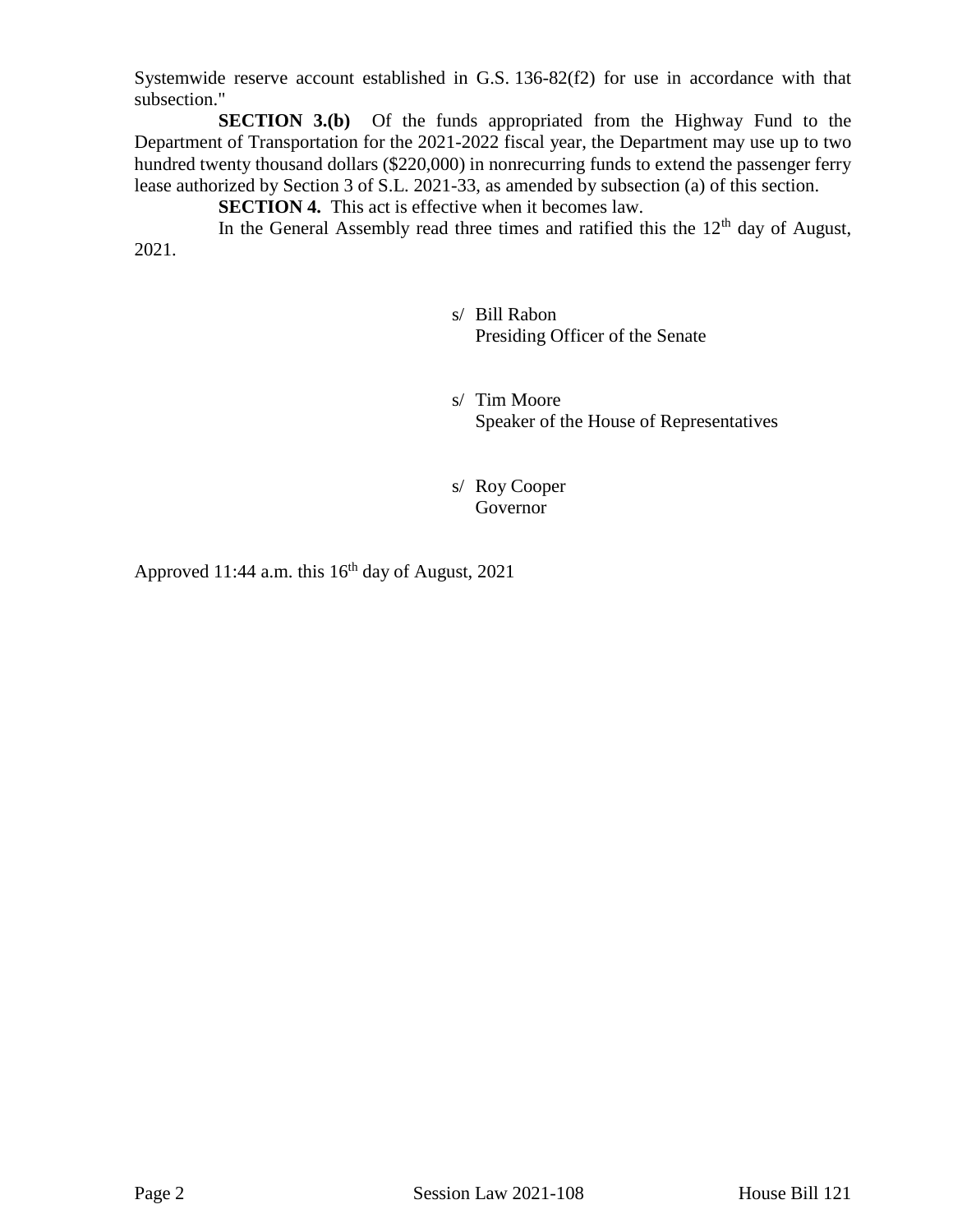Systemwide reserve account established in G.S. 136-82(f2) for use in accordance with that subsection."

**SECTION 3.(b)** Of the funds appropriated from the Highway Fund to the Department of Transportation for the 2021-2022 fiscal year, the Department may use up to two hundred twenty thousand dollars ($220,000) in nonrecurring funds to extend the passenger ferry lease authorized by Section 3 of S.L. 2021-33, as amended by subsection (a) of this section.

**SECTION 4.** This act is effective when it becomes law.

In the General Assembly read three times and ratified this the 12th day of August, 2021.

s/ Bill Rabon
Presiding Officer of the Senate

s/ Tim Moore
Speaker of the House of Representatives

s/ Roy Cooper
Governor

Approved 11:44 a.m. this 16th day of August, 2021